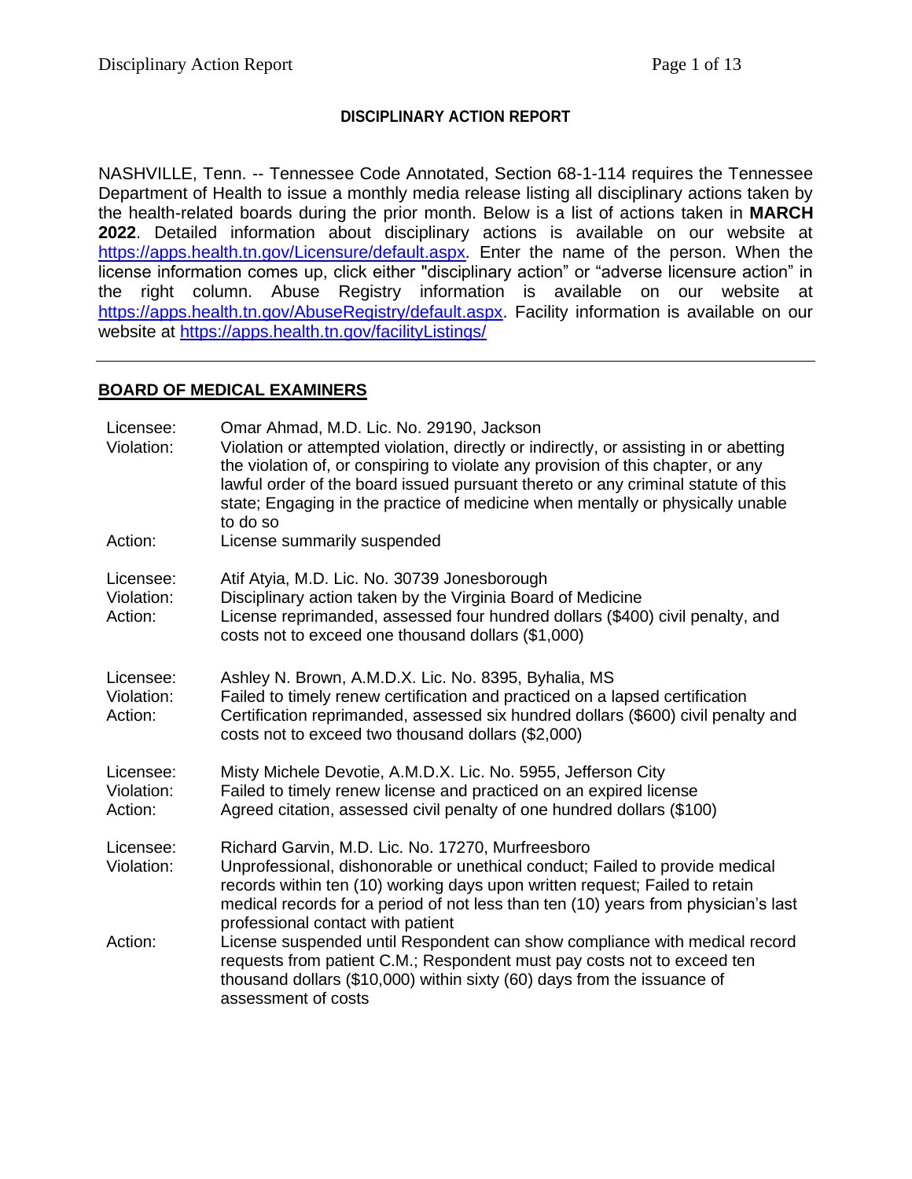**DISCIPLINARY ACTION REPORT**

NASHVILLE, Tenn. -- Tennessee Code Annotated, Section 68-1-114 requires the Tennessee Department of Health to issue a monthly media release listing all disciplinary actions taken by the health-related boards during the prior month. Below is a list of actions taken in **MARCH 2022**. Detailed information about disciplinary actions is available on our website at https://apps.health.tn.gov/Licensure/default.aspx. Enter the name of the person. When the license information comes up, click either "disciplinary action" or "adverse licensure action" in the right column. Abuse Registry information is available on our website at https://apps.health.tn.gov/AbuseRegistry/default.aspx. Facility information is available on our website at https://apps.health.tn.gov/facilityListings/

---

## BOARD OF MEDICAL EXAMINERS

Licensee: Omar Ahmad, M.D. Lic. No. 29190, Jackson
Violation: Violation or attempted violation, directly or indirectly, or assisting in or abetting the violation of, or conspiring to violate any provision of this chapter, or any lawful order of the board issued pursuant thereto or any criminal statute of this state; Engaging in the practice of medicine when mentally or physically unable to do so
Action: License summarily suspended

Licensee: Atif Atyia, M.D. Lic. No. 30739 Jonesborough
Violation: Disciplinary action taken by the Virginia Board of Medicine
Action: License reprimanded, assessed four hundred dollars ($400) civil penalty, and costs not to exceed one thousand dollars ($1,000)

Licensee: Ashley N. Brown, A.M.D.X. Lic. No. 8395, Byhalia, MS
Violation: Failed to timely renew certification and practiced on a lapsed certification
Action: Certification reprimanded, assessed six hundred dollars ($600) civil penalty and costs not to exceed two thousand dollars ($2,000)

Licensee: Misty Michele Devotie, A.M.D.X. Lic. No. 5955, Jefferson City
Violation: Failed to timely renew license and practiced on an expired license
Action: Agreed citation, assessed civil penalty of one hundred dollars ($100)

Licensee: Richard Garvin, M.D. Lic. No. 17270, Murfreesboro
Violation: Unprofessional, dishonorable or unethical conduct; Failed to provide medical records within ten (10) working days upon written request; Failed to retain medical records for a period of not less than ten (10) years from physician's last professional contact with patient
Action: License suspended until Respondent can show compliance with medical record requests from patient C.M.; Respondent must pay costs not to exceed ten thousand dollars ($10,000) within sixty (60) days from the issuance of assessment of costs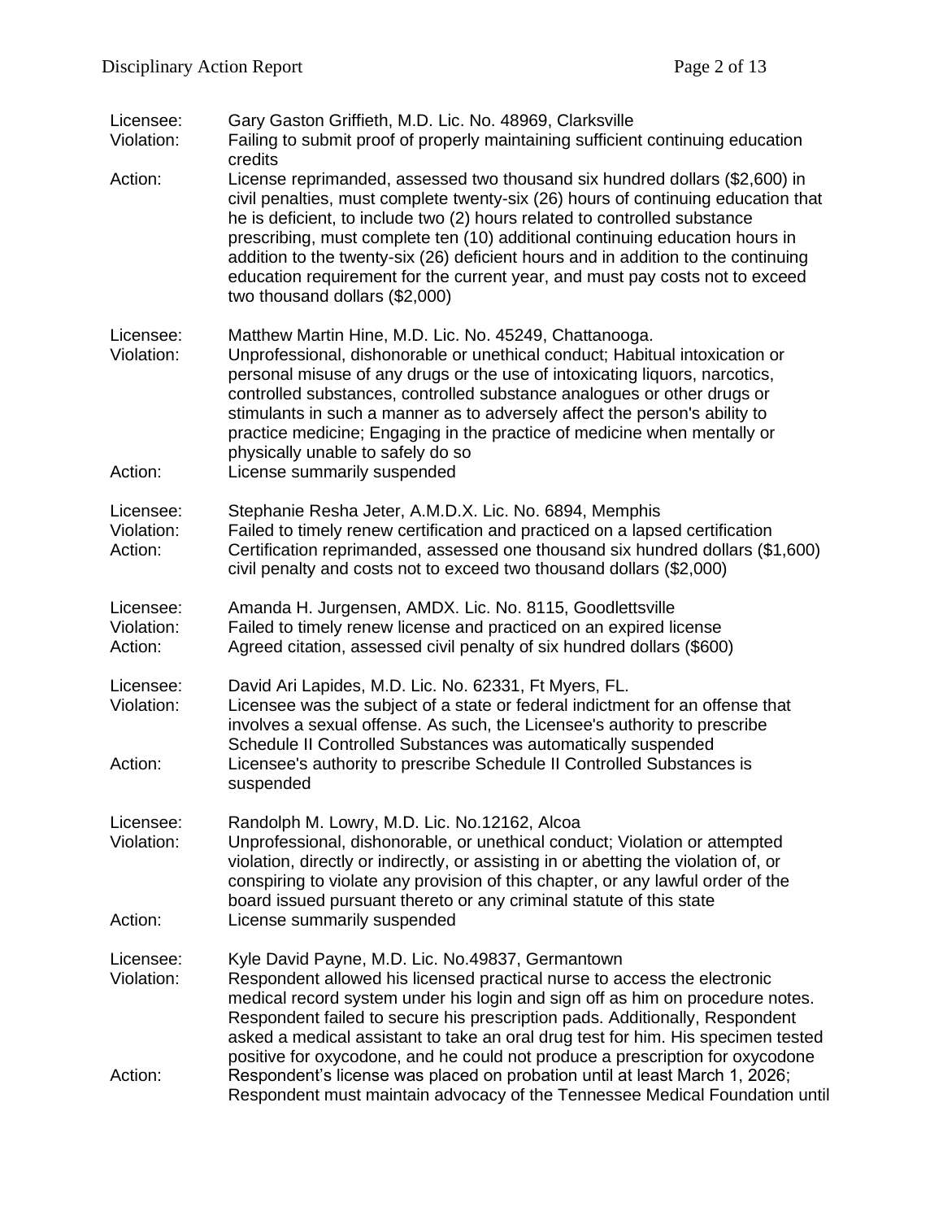Licensee: Gary Gaston Griffieth, M.D. Lic. No. 48969, Clarksville
Violation: Failing to submit proof of properly maintaining sufficient continuing education credits
Action: License reprimanded, assessed two thousand six hundred dollars ($2,600) in civil penalties, must complete twenty-six (26) hours of continuing education that he is deficient, to include two (2) hours related to controlled substance prescribing, must complete ten (10) additional continuing education hours in addition to the twenty-six (26) deficient hours and in addition to the continuing education requirement for the current year, and must pay costs not to exceed two thousand dollars ($2,000)

Licensee: Matthew Martin Hine, M.D. Lic. No. 45249, Chattanooga.
Violation: Unprofessional, dishonorable or unethical conduct; Habitual intoxication or personal misuse of any drugs or the use of intoxicating liquors, narcotics, controlled substances, controlled substance analogues or other drugs or stimulants in such a manner as to adversely affect the person's ability to practice medicine; Engaging in the practice of medicine when mentally or physically unable to safely do so
Action: License summarily suspended

Licensee: Stephanie Resha Jeter, A.M.D.X. Lic. No. 6894, Memphis
Violation: Failed to timely renew certification and practiced on a lapsed certification
Action: Certification reprimanded, assessed one thousand six hundred dollars ($1,600) civil penalty and costs not to exceed two thousand dollars ($2,000)

Licensee: Amanda H. Jurgensen, AMDX. Lic. No. 8115, Goodlettsville
Violation: Failed to timely renew license and practiced on an expired license
Action: Agreed citation, assessed civil penalty of six hundred dollars ($600)

Licensee: David Ari Lapides, M.D. Lic. No. 62331, Ft Myers, FL.
Violation: Licensee was the subject of a state or federal indictment for an offense that involves a sexual offense. As such, the Licensee's authority to prescribe Schedule II Controlled Substances was automatically suspended
Action: Licensee's authority to prescribe Schedule II Controlled Substances is suspended

Licensee: Randolph M. Lowry, M.D. Lic. No.12162, Alcoa
Violation: Unprofessional, dishonorable, or unethical conduct; Violation or attempted violation, directly or indirectly, or assisting in or abetting the violation of, or conspiring to violate any provision of this chapter, or any lawful order of the board issued pursuant thereto or any criminal statute of this state
Action: License summarily suspended

Licensee: Kyle David Payne, M.D. Lic. No.49837, Germantown
Violation: Respondent allowed his licensed practical nurse to access the electronic medical record system under his login and sign off as him on procedure notes. Respondent failed to secure his prescription pads. Additionally, Respondent asked a medical assistant to take an oral drug test for him. His specimen tested positive for oxycodone, and he could not produce a prescription for oxycodone
Action: Respondent's license was placed on probation until at least March 1, 2026; Respondent must maintain advocacy of the Tennessee Medical Foundation until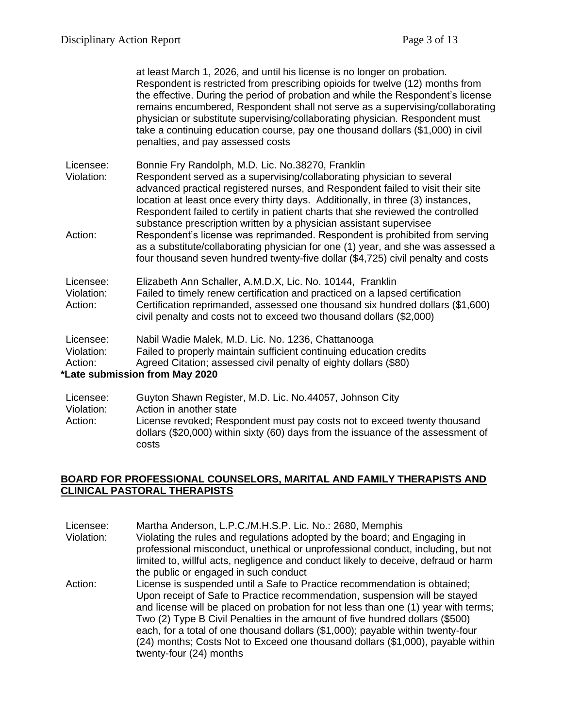at least March 1, 2026, and until his license is no longer on probation. Respondent is restricted from prescribing opioids for twelve (12) months from the effective. During the period of probation and while the Respondent's license remains encumbered, Respondent shall not serve as a supervising/collaborating physician or substitute supervising/collaborating physician. Respondent must take a continuing education course, pay one thousand dollars ($1,000) in civil penalties, and pay assessed costs

Licensee: Bonnie Fry Randolph, M.D. Lic. No.38270, Franklin
Violation: Respondent served as a supervising/collaborating physician to several advanced practical registered nurses, and Respondent failed to visit their site location at least once every thirty days. Additionally, in three (3) instances, Respondent failed to certify in patient charts that she reviewed the controlled substance prescription written by a physician assistant supervisee
Action: Respondent's license was reprimanded. Respondent is prohibited from serving as a substitute/collaborating physician for one (1) year, and she was assessed a four thousand seven hundred twenty-five dollar ($4,725) civil penalty and costs

Licensee: Elizabeth Ann Schaller, A.M.D.X, Lic. No. 10144, Franklin
Violation: Failed to timely renew certification and practiced on a lapsed certification
Action: Certification reprimanded, assessed one thousand six hundred dollars ($1,600) civil penalty and costs not to exceed two thousand dollars ($2,000)

Licensee: Nabil Wadie Malek, M.D. Lic. No. 1236, Chattanooga
Violation: Failed to properly maintain sufficient continuing education credits
Action: Agreed Citation; assessed civil penalty of eighty dollars ($80)

**\*Late submission from May 2020**

Licensee: Guyton Shawn Register, M.D. Lic. No.44057, Johnson City
Violation: Action in another state
Action: License revoked; Respondent must pay costs not to exceed twenty thousand dollars ($20,000) within sixty (60) days from the issuance of the assessment of costs

## BOARD FOR PROFESSIONAL COUNSELORS, MARITAL AND FAMILY THERAPISTS AND CLINICAL PASTORAL THERAPISTS

Licensee: Martha Anderson, L.P.C./M.H.S.P. Lic. No.: 2680, Memphis
Violation: Violating the rules and regulations adopted by the board; and Engaging in professional misconduct, unethical or unprofessional conduct, including, but not limited to, willful acts, negligence and conduct likely to deceive, defraud or harm the public or engaged in such conduct
Action: License is suspended until a Safe to Practice recommendation is obtained; Upon receipt of Safe to Practice recommendation, suspension will be stayed and license will be placed on probation for not less than one (1) year with terms; Two (2) Type B Civil Penalties in the amount of five hundred dollars ($500) each, for a total of one thousand dollars ($1,000); payable within twenty-four (24) months; Costs Not to Exceed one thousand dollars ($1,000), payable within twenty-four (24) months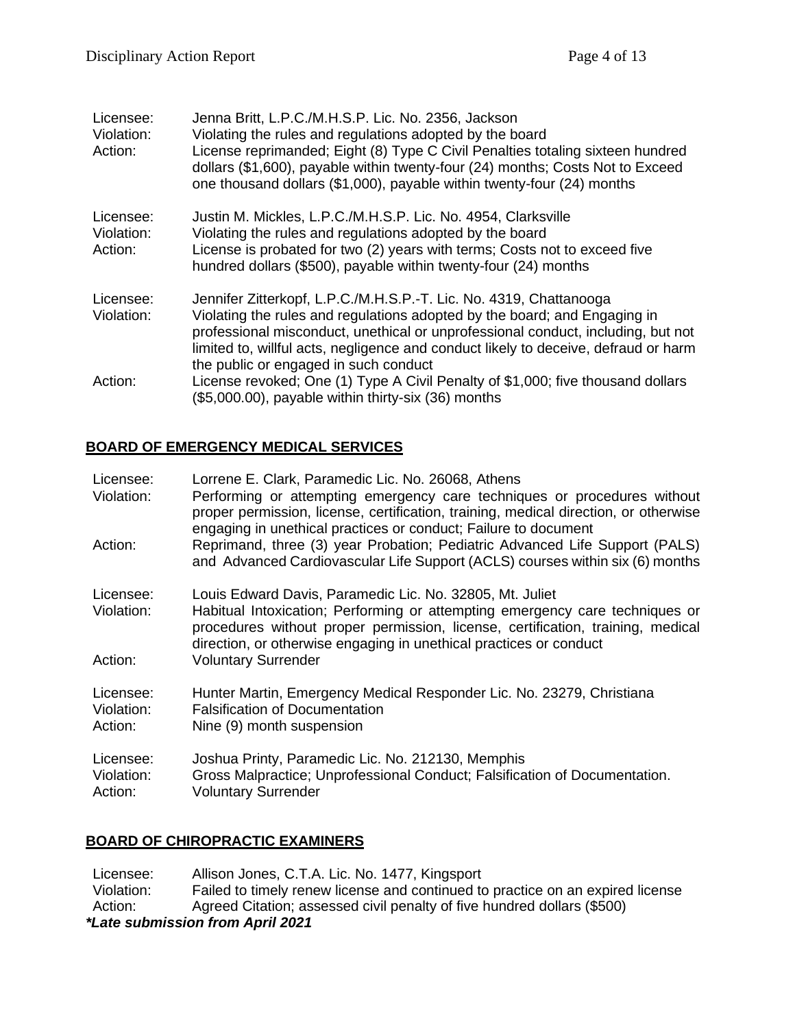Licensee: Jenna Britt, L.P.C./M.H.S.P. Lic. No. 2356, Jackson
Violation: Violating the rules and regulations adopted by the board
Action: License reprimanded; Eight (8) Type C Civil Penalties totaling sixteen hundred dollars ($1,600), payable within twenty-four (24) months; Costs Not to Exceed one thousand dollars ($1,000), payable within twenty-four (24) months

Licensee: Justin M. Mickles, L.P.C./M.H.S.P. Lic. No. 4954, Clarksville
Violation: Violating the rules and regulations adopted by the board
Action: License is probated for two (2) years with terms; Costs not to exceed five hundred dollars ($500), payable within twenty-four (24) months

Licensee: Jennifer Zitterkopf, L.P.C./M.H.S.P.-T. Lic. No. 4319, Chattanooga
Violation: Violating the rules and regulations adopted by the board; and Engaging in professional misconduct, unethical or unprofessional conduct, including, but not limited to, willful acts, negligence and conduct likely to deceive, defraud or harm the public or engaged in such conduct
Action: License revoked; One (1) Type A Civil Penalty of $1,000; five thousand dollars ($5,000.00), payable within thirty-six (36) months

## BOARD OF EMERGENCY MEDICAL SERVICES

Licensee: Lorrene E. Clark, Paramedic Lic. No. 26068, Athens
Violation: Performing or attempting emergency care techniques or procedures without proper permission, license, certification, training, medical direction, or otherwise engaging in unethical practices or conduct; Failure to document
Action: Reprimand, three (3) year Probation; Pediatric Advanced Life Support (PALS) and Advanced Cardiovascular Life Support (ACLS) courses within six (6) months

Licensee: Louis Edward Davis, Paramedic Lic. No. 32805, Mt. Juliet
Violation: Habitual Intoxication; Performing or attempting emergency care techniques or procedures without proper permission, license, certification, training, medical direction, or otherwise engaging in unethical practices or conduct
Action: Voluntary Surrender

Licensee: Hunter Martin, Emergency Medical Responder Lic. No. 23279, Christiana
Violation: Falsification of Documentation
Action: Nine (9) month suspension

Licensee: Joshua Printy, Paramedic Lic. No. 212130, Memphis
Violation: Gross Malpractice; Unprofessional Conduct; Falsification of Documentation.
Action: Voluntary Surrender

## BOARD OF CHIROPRACTIC EXAMINERS

Licensee: Allison Jones, C.T.A. Lic. No. 1477, Kingsport
Violation: Failed to timely renew license and continued to practice on an expired license
Action: Agreed Citation; assessed civil penalty of five hundred dollars ($500)

***Late submission from April 2021***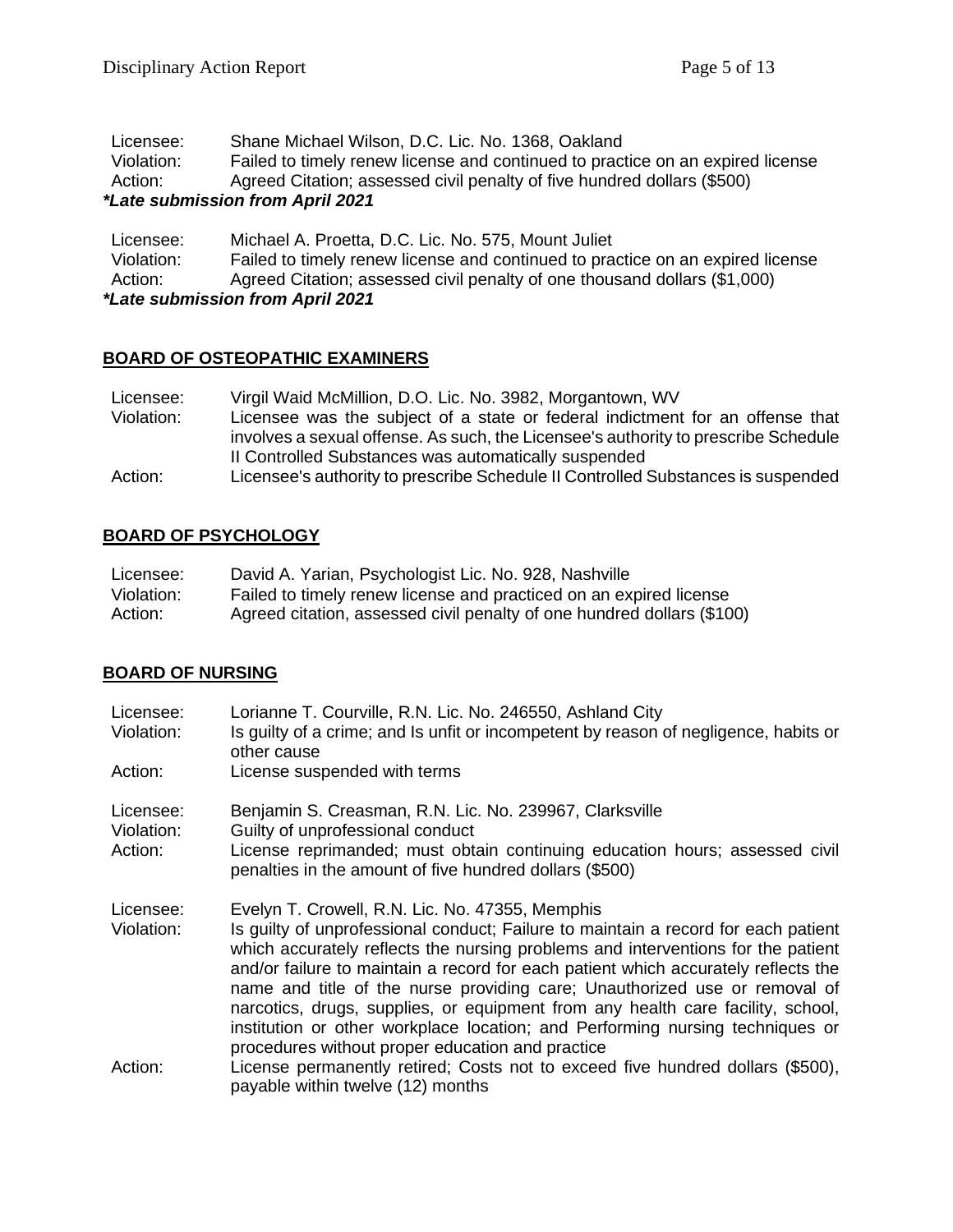Licensee: Shane Michael Wilson, D.C. Lic. No. 1368, Oakland
Violation: Failed to timely renew license and continued to practice on an expired license
Action: Agreed Citation; assessed civil penalty of five hundred dollars ($500)
***Late submission from April 2021***

Licensee: Michael A. Proetta, D.C. Lic. No. 575, Mount Juliet
Violation: Failed to timely renew license and continued to practice on an expired license
Action: Agreed Citation; assessed civil penalty of one thousand dollars ($1,000)
***Late submission from April 2021***

## BOARD OF OSTEOPATHIC EXAMINERS

Licensee: Virgil Waid McMillion, D.O. Lic. No. 3982, Morgantown, WV
Violation: Licensee was the subject of a state or federal indictment for an offense that involves a sexual offense. As such, the Licensee's authority to prescribe Schedule II Controlled Substances was automatically suspended
Action: Licensee's authority to prescribe Schedule II Controlled Substances is suspended

## BOARD OF PSYCHOLOGY

Licensee: David A. Yarian, Psychologist Lic. No. 928, Nashville
Violation: Failed to timely renew license and practiced on an expired license
Action: Agreed citation, assessed civil penalty of one hundred dollars ($100)

## BOARD OF NURSING

Licensee: Lorianne T. Courville, R.N. Lic. No. 246550, Ashland City
Violation: Is guilty of a crime; and Is unfit or incompetent by reason of negligence, habits or other cause
Action: License suspended with terms

Licensee: Benjamin S. Creasman, R.N. Lic. No. 239967, Clarksville
Violation: Guilty of unprofessional conduct
Action: License reprimanded; must obtain continuing education hours; assessed civil penalties in the amount of five hundred dollars ($500)

Licensee: Evelyn T. Crowell, R.N. Lic. No. 47355, Memphis
Violation: Is guilty of unprofessional conduct; Failure to maintain a record for each patient which accurately reflects the nursing problems and interventions for the patient and/or failure to maintain a record for each patient which accurately reflects the name and title of the nurse providing care; Unauthorized use or removal of narcotics, drugs, supplies, or equipment from any health care facility, school, institution or other workplace location; and Performing nursing techniques or procedures without proper education and practice
Action: License permanently retired; Costs not to exceed five hundred dollars ($500), payable within twelve (12) months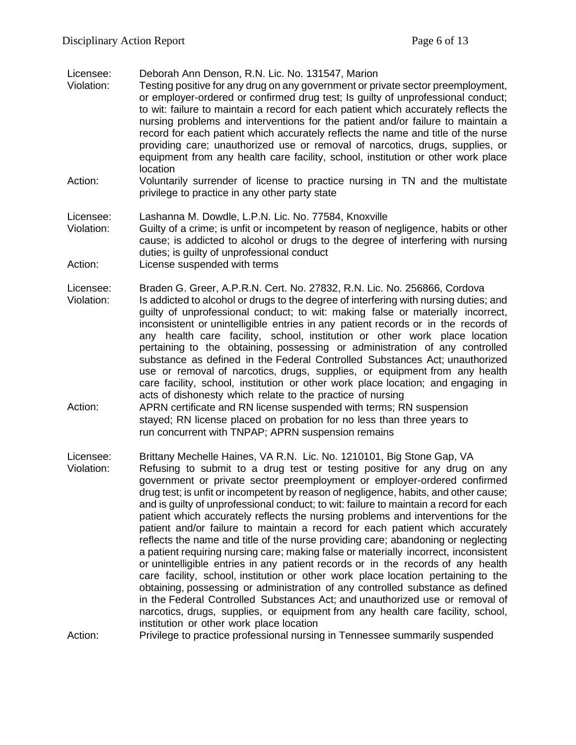Licensee: Deborah Ann Denson, R.N. Lic. No. 131547, Marion

Violation: Testing positive for any drug on any government or private sector preemployment, or employer-ordered or confirmed drug test; Is guilty of unprofessional conduct; to wit: failure to maintain a record for each patient which accurately reflects the nursing problems and interventions for the patient and/or failure to maintain a record for each patient which accurately reflects the name and title of the nurse providing care; unauthorized use or removal of narcotics, drugs, supplies, or equipment from any health care facility, school, institution or other work place location

Action: Voluntarily surrender of license to practice nursing in TN and the multistate privilege to practice in any other party state

Licensee: Lashanna M. Dowdle, L.P.N. Lic. No. 77584, Knoxville

Violation: Guilty of a crime; is unfit or incompetent by reason of negligence, habits or other cause; is addicted to alcohol or drugs to the degree of interfering with nursing duties; is guilty of unprofessional conduct

Action: License suspended with terms

Licensee: Braden G. Greer, A.P.R.N. Cert. No. 27832, R.N. Lic. No. 256866, Cordova

Violation: Is addicted to alcohol or drugs to the degree of interfering with nursing duties; and guilty of unprofessional conduct; to wit: making false or materially incorrect, inconsistent or unintelligible entries in any patient records or in the records of any health care facility, school, institution or other work place location pertaining to the obtaining, possessing or administration of any controlled substance as defined in the Federal Controlled Substances Act; unauthorized use or removal of narcotics, drugs, supplies, or equipment from any health care facility, school, institution or other work place location; and engaging in acts of dishonesty which relate to the practice of nursing

Action: APRN certificate and RN license suspended with terms; RN suspension stayed; RN license placed on probation for no less than three years to run concurrent with TNPAP; APRN suspension remains

Licensee: Brittany Mechelle Haines, VA R.N. Lic. No. 1210101, Big Stone Gap, VA

Violation: Refusing to submit to a drug test or testing positive for any drug on any government or private sector preemployment or employer-ordered confirmed drug test; is unfit or incompetent by reason of negligence, habits, and other cause; and is guilty of unprofessional conduct; to wit: failure to maintain a record for each patient which accurately reflects the nursing problems and interventions for the patient and/or failure to maintain a record for each patient which accurately reflects the name and title of the nurse providing care; abandoning or neglecting a patient requiring nursing care; making false or materially incorrect, inconsistent or unintelligible entries in any patient records or in the records of any health care facility, school, institution or other work place location pertaining to the obtaining, possessing or administration of any controlled substance as defined in the Federal Controlled Substances Act; and unauthorized use or removal of narcotics, drugs, supplies, or equipment from any health care facility, school, institution or other work place location

Action: Privilege to practice professional nursing in Tennessee summarily suspended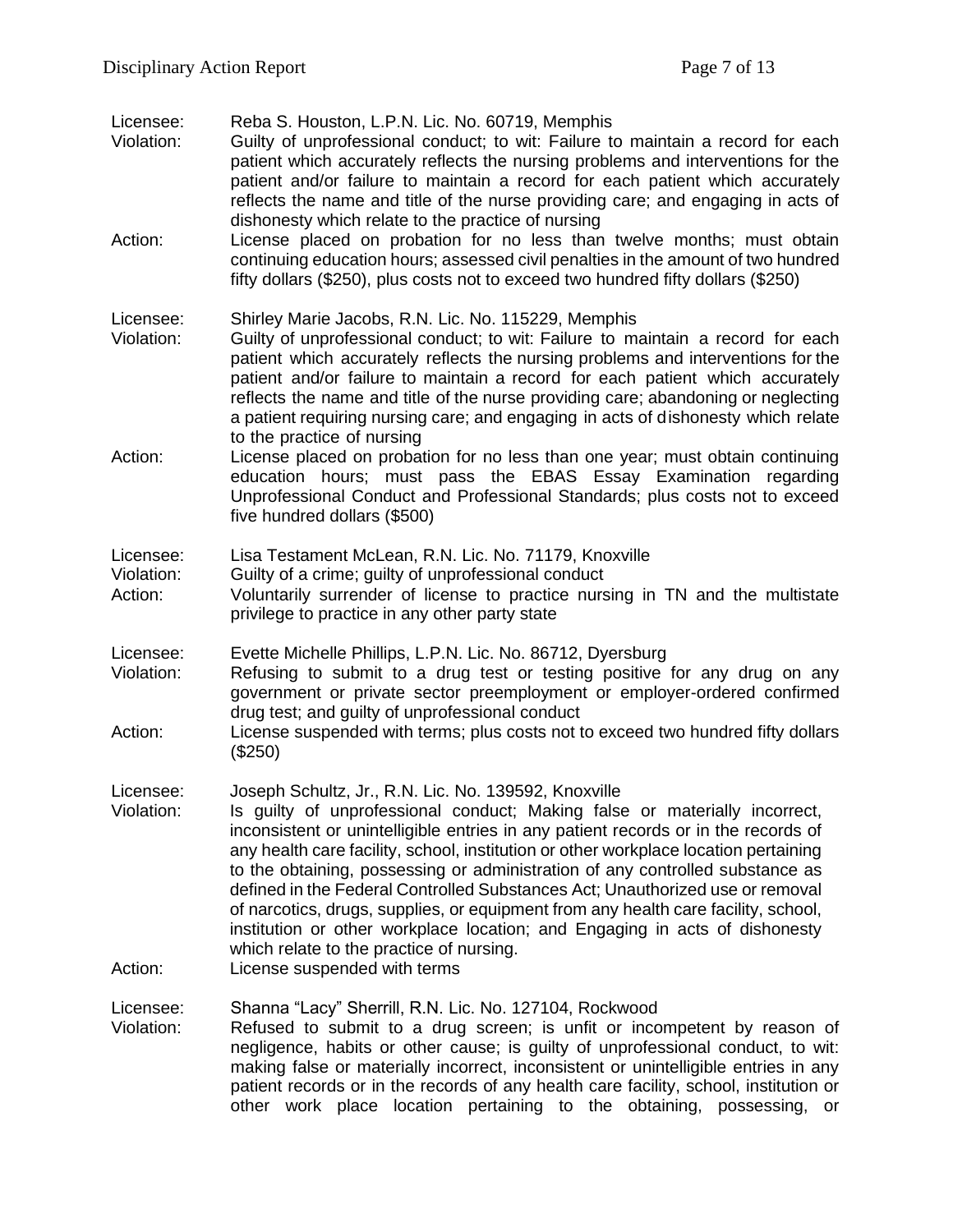Licensee: Reba S. Houston, L.P.N. Lic. No. 60719, Memphis
Violation: Guilty of unprofessional conduct; to wit: Failure to maintain a record for each patient which accurately reflects the nursing problems and interventions for the patient and/or failure to maintain a record for each patient which accurately reflects the name and title of the nurse providing care; and engaging in acts of dishonesty which relate to the practice of nursing
Action: License placed on probation for no less than twelve months; must obtain continuing education hours; assessed civil penalties in the amount of two hundred fifty dollars ($250), plus costs not to exceed two hundred fifty dollars ($250)

Licensee: Shirley Marie Jacobs, R.N. Lic. No. 115229, Memphis
Violation: Guilty of unprofessional conduct; to wit: Failure to maintain a record for each patient which accurately reflects the nursing problems and interventions for the patient and/or failure to maintain a record for each patient which accurately reflects the name and title of the nurse providing care; abandoning or neglecting a patient requiring nursing care; and engaging in acts of dishonesty which relate to the practice of nursing
Action: License placed on probation for no less than one year; must obtain continuing education hours; must pass the EBAS Essay Examination regarding Unprofessional Conduct and Professional Standards; plus costs not to exceed five hundred dollars ($500)

Licensee: Lisa Testament McLean, R.N. Lic. No. 71179, Knoxville
Violation: Guilty of a crime; guilty of unprofessional conduct
Action: Voluntarily surrender of license to practice nursing in TN and the multistate privilege to practice in any other party state

Licensee: Evette Michelle Phillips, L.P.N. Lic. No. 86712, Dyersburg
Violation: Refusing to submit to a drug test or testing positive for any drug on any government or private sector preemployment or employer-ordered confirmed drug test; and guilty of unprofessional conduct
Action: License suspended with terms; plus costs not to exceed two hundred fifty dollars ($250)

Licensee: Joseph Schultz, Jr., R.N. Lic. No. 139592, Knoxville
Violation: Is guilty of unprofessional conduct; Making false or materially incorrect, inconsistent or unintelligible entries in any patient records or in the records of any health care facility, school, institution or other workplace location pertaining to the obtaining, possessing or administration of any controlled substance as defined in the Federal Controlled Substances Act; Unauthorized use or removal of narcotics, drugs, supplies, or equipment from any health care facility, school, institution or other workplace location; and Engaging in acts of dishonesty which relate to the practice of nursing.
Action: License suspended with terms

Licensee: Shanna "Lacy" Sherrill, R.N. Lic. No. 127104, Rockwood
Violation: Refused to submit to a drug screen; is unfit or incompetent by reason of negligence, habits or other cause; is guilty of unprofessional conduct, to wit: making false or materially incorrect, inconsistent or unintelligible entries in any patient records or in the records of any health care facility, school, institution or other work place location pertaining to the obtaining, possessing, or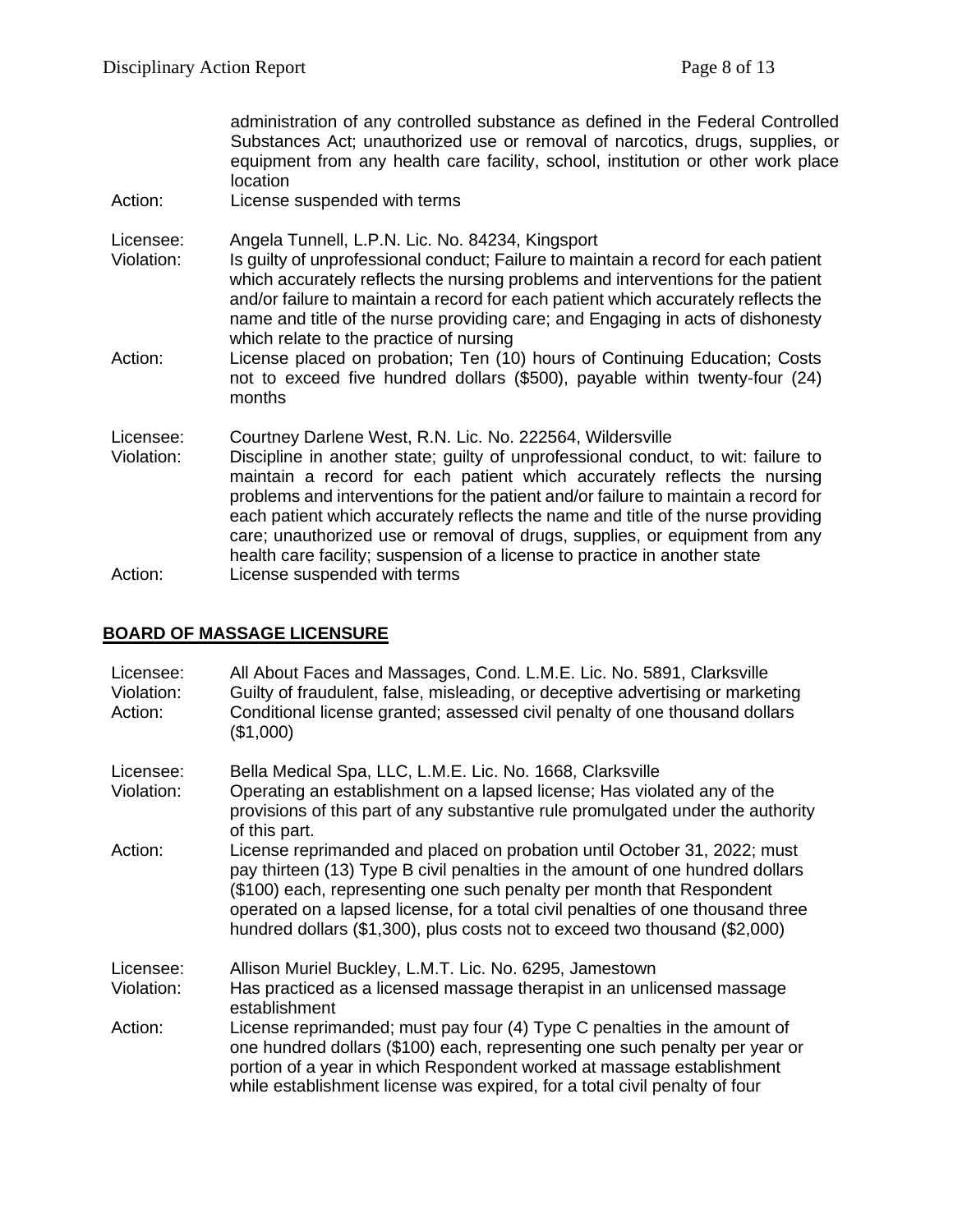administration of any controlled substance as defined in the Federal Controlled Substances Act; unauthorized use or removal of narcotics, drugs, supplies, or equipment from any health care facility, school, institution or other work place location

Action: License suspended with terms

Licensee: Angela Tunnell, L.P.N. Lic. No. 84234, Kingsport
Violation: Is guilty of unprofessional conduct; Failure to maintain a record for each patient which accurately reflects the nursing problems and interventions for the patient and/or failure to maintain a record for each patient which accurately reflects the name and title of the nurse providing care; and Engaging in acts of dishonesty which relate to the practice of nursing
Action: License placed on probation; Ten (10) hours of Continuing Education; Costs not to exceed five hundred dollars ($500), payable within twenty-four (24) months

Licensee: Courtney Darlene West, R.N. Lic. No. 222564, Wildersville
Violation: Discipline in another state; guilty of unprofessional conduct, to wit: failure to maintain a record for each patient which accurately reflects the nursing problems and interventions for the patient and/or failure to maintain a record for each patient which accurately reflects the name and title of the nurse providing care; unauthorized use or removal of drugs, supplies, or equipment from any health care facility; suspension of a license to practice in another state
Action: License suspended with terms

## BOARD OF MASSAGE LICENSURE

Licensee: All About Faces and Massages, Cond. L.M.E. Lic. No. 5891, Clarksville
Violation: Guilty of fraudulent, false, misleading, or deceptive advertising or marketing
Action: Conditional license granted; assessed civil penalty of one thousand dollars ($1,000)

Licensee: Bella Medical Spa, LLC, L.M.E. Lic. No. 1668, Clarksville
Violation: Operating an establishment on a lapsed license; Has violated any of the provisions of this part of any substantive rule promulgated under the authority of this part.
Action: License reprimanded and placed on probation until October 31, 2022; must pay thirteen (13) Type B civil penalties in the amount of one hundred dollars ($100) each, representing one such penalty per month that Respondent operated on a lapsed license, for a total civil penalties of one thousand three hundred dollars ($1,300), plus costs not to exceed two thousand ($2,000)

Licensee: Allison Muriel Buckley, L.M.T. Lic. No. 6295, Jamestown
Violation: Has practiced as a licensed massage therapist in an unlicensed massage establishment
Action: License reprimanded; must pay four (4) Type C penalties in the amount of one hundred dollars ($100) each, representing one such penalty per year or portion of a year in which Respondent worked at massage establishment while establishment license was expired, for a total civil penalty of four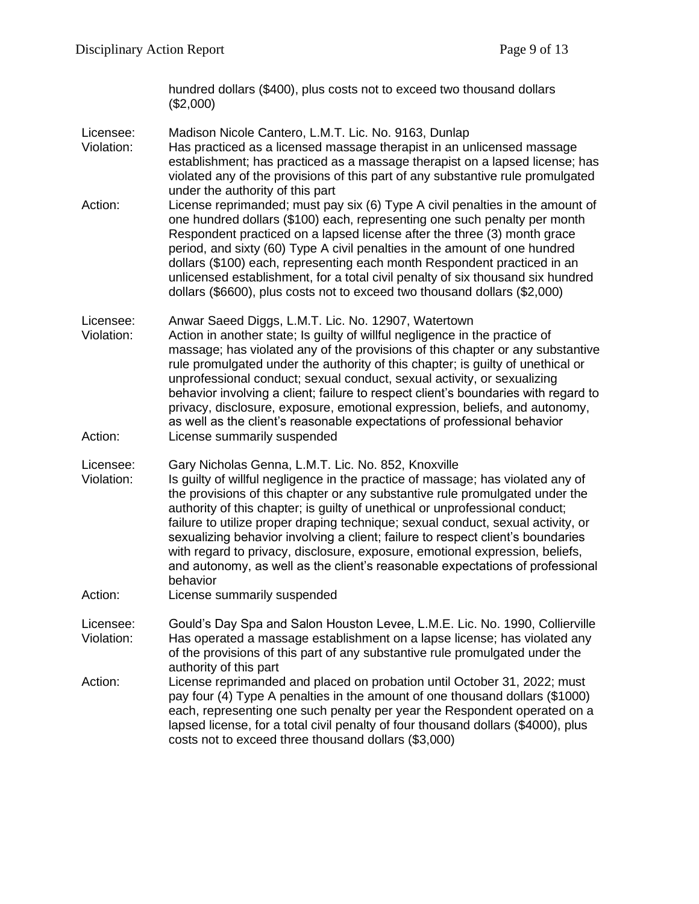hundred dollars ($400), plus costs not to exceed two thousand dollars ($2,000)

Licensee: Madison Nicole Cantero, L.M.T. Lic. No. 9163, Dunlap
Violation: Has practiced as a licensed massage therapist in an unlicensed massage establishment; has practiced as a massage therapist on a lapsed license; has violated any of the provisions of this part of any substantive rule promulgated under the authority of this part
Action: License reprimanded; must pay six (6) Type A civil penalties in the amount of one hundred dollars ($100) each, representing one such penalty per month Respondent practiced on a lapsed license after the three (3) month grace period, and sixty (60) Type A civil penalties in the amount of one hundred dollars ($100) each, representing each month Respondent practiced in an unlicensed establishment, for a total civil penalty of six thousand six hundred dollars ($6600), plus costs not to exceed two thousand dollars ($2,000)

Licensee: Anwar Saeed Diggs, L.M.T. Lic. No. 12907, Watertown
Violation: Action in another state; Is guilty of willful negligence in the practice of massage; has violated any of the provisions of this chapter or any substantive rule promulgated under the authority of this chapter; is guilty of unethical or unprofessional conduct; sexual conduct, sexual activity, or sexualizing behavior involving a client; failure to respect client's boundaries with regard to privacy, disclosure, exposure, emotional expression, beliefs, and autonomy, as well as the client's reasonable expectations of professional behavior
Action: License summarily suspended

Licensee: Gary Nicholas Genna, L.M.T. Lic. No. 852, Knoxville
Violation: Is guilty of willful negligence in the practice of massage; has violated any of the provisions of this chapter or any substantive rule promulgated under the authority of this chapter; is guilty of unethical or unprofessional conduct; failure to utilize proper draping technique; sexual conduct, sexual activity, or sexualizing behavior involving a client; failure to respect client's boundaries with regard to privacy, disclosure, exposure, emotional expression, beliefs, and autonomy, as well as the client's reasonable expectations of professional behavior
Action: License summarily suspended

Licensee: Gould's Day Spa and Salon Houston Levee, L.M.E. Lic. No. 1990, Collierville
Violation: Has operated a massage establishment on a lapse license; has violated any of the provisions of this part of any substantive rule promulgated under the authority of this part
Action: License reprimanded and placed on probation until October 31, 2022; must pay four (4) Type A penalties in the amount of one thousand dollars ($1000) each, representing one such penalty per year the Respondent operated on a lapsed license, for a total civil penalty of four thousand dollars ($4000), plus costs not to exceed three thousand dollars ($3,000)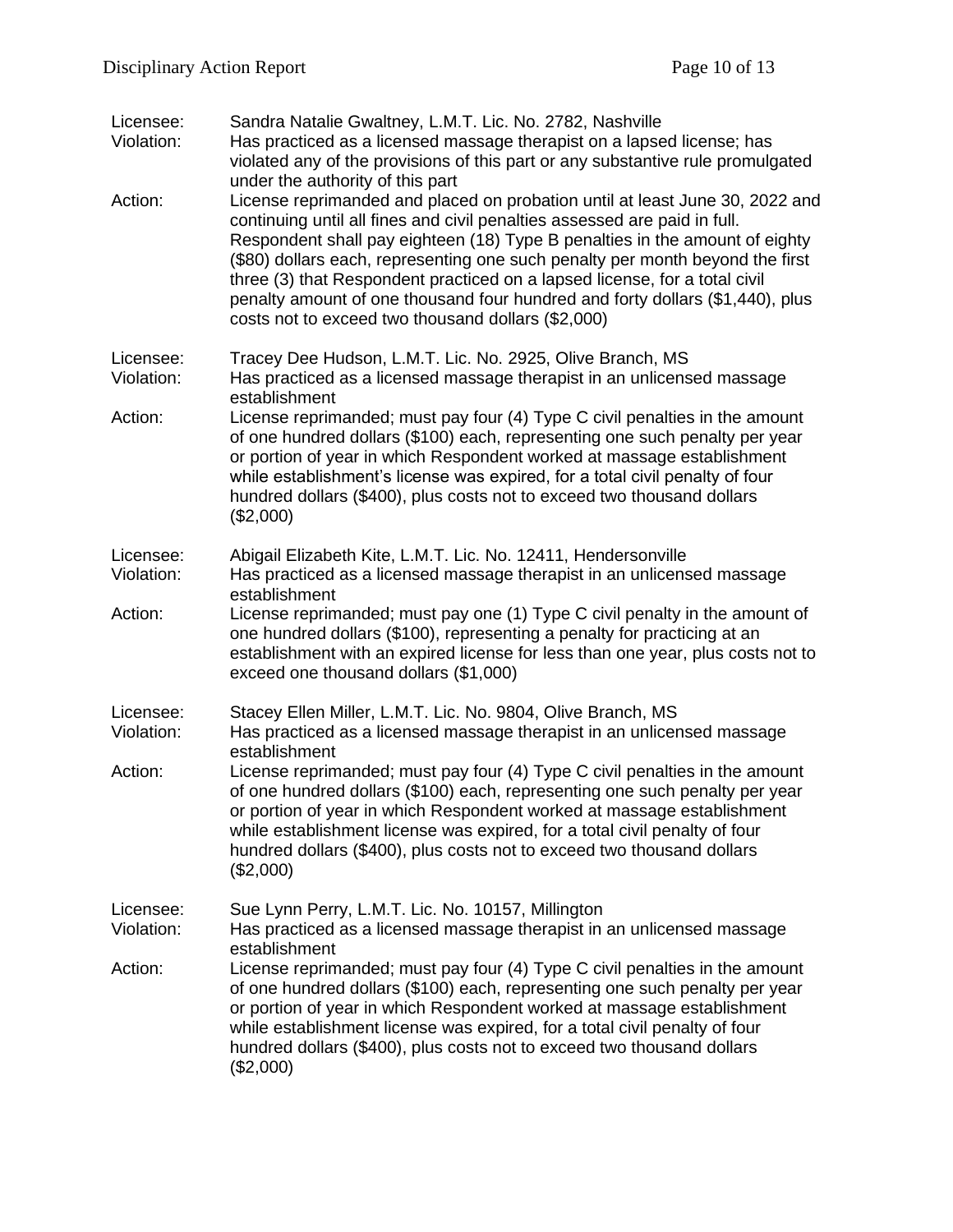Licensee: Sandra Natalie Gwaltney, L.M.T. Lic. No. 2782, Nashville
Violation: Has practiced as a licensed massage therapist on a lapsed license; has violated any of the provisions of this part or any substantive rule promulgated under the authority of this part
Action: License reprimanded and placed on probation until at least June 30, 2022 and continuing until all fines and civil penalties assessed are paid in full. Respondent shall pay eighteen (18) Type B penalties in the amount of eighty ($80) dollars each, representing one such penalty per month beyond the first three (3) that Respondent practiced on a lapsed license, for a total civil penalty amount of one thousand four hundred and forty dollars ($1,440), plus costs not to exceed two thousand dollars ($2,000)

Licensee: Tracey Dee Hudson, L.M.T. Lic. No. 2925, Olive Branch, MS
Violation: Has practiced as a licensed massage therapist in an unlicensed massage establishment
Action: License reprimanded; must pay four (4) Type C civil penalties in the amount of one hundred dollars ($100) each, representing one such penalty per year or portion of year in which Respondent worked at massage establishment while establishment's license was expired, for a total civil penalty of four hundred dollars ($400), plus costs not to exceed two thousand dollars ($2,000)

Licensee: Abigail Elizabeth Kite, L.M.T. Lic. No. 12411, Hendersonville
Violation: Has practiced as a licensed massage therapist in an unlicensed massage establishment
Action: License reprimanded; must pay one (1) Type C civil penalty in the amount of one hundred dollars ($100), representing a penalty for practicing at an establishment with an expired license for less than one year, plus costs not to exceed one thousand dollars ($1,000)

Licensee: Stacey Ellen Miller, L.M.T. Lic. No. 9804, Olive Branch, MS
Violation: Has practiced as a licensed massage therapist in an unlicensed massage establishment
Action: License reprimanded; must pay four (4) Type C civil penalties in the amount of one hundred dollars ($100) each, representing one such penalty per year or portion of year in which Respondent worked at massage establishment while establishment license was expired, for a total civil penalty of four hundred dollars ($400), plus costs not to exceed two thousand dollars ($2,000)

Licensee: Sue Lynn Perry, L.M.T. Lic. No. 10157, Millington
Violation: Has practiced as a licensed massage therapist in an unlicensed massage establishment
Action: License reprimanded; must pay four (4) Type C civil penalties in the amount of one hundred dollars ($100) each, representing one such penalty per year or portion of year in which Respondent worked at massage establishment while establishment license was expired, for a total civil penalty of four hundred dollars ($400), plus costs not to exceed two thousand dollars ($2,000)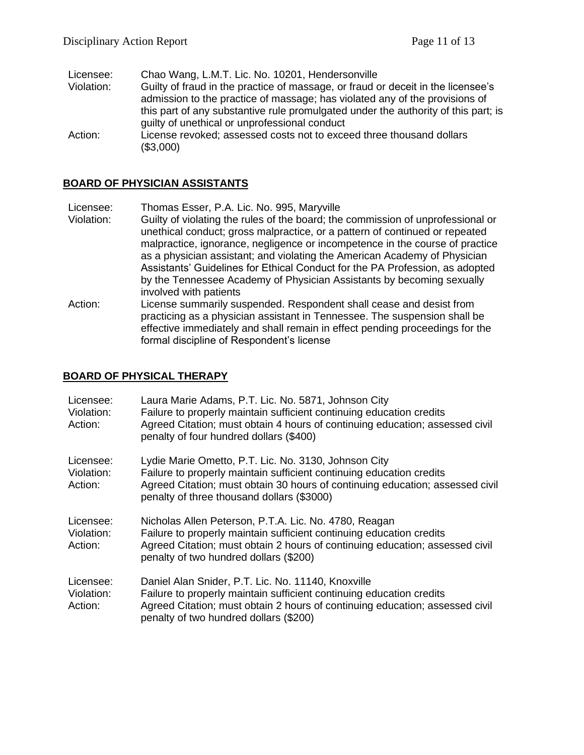Licensee: Chao Wang, L.M.T. Lic. No. 10201, Hendersonville
Violation: Guilty of fraud in the practice of massage, or fraud or deceit in the licensee's admission to the practice of massage; has violated any of the provisions of this part of any substantive rule promulgated under the authority of this part; is guilty of unethical or unprofessional conduct
Action: License revoked; assessed costs not to exceed three thousand dollars ($3,000)

## BOARD OF PHYSICIAN ASSISTANTS

Licensee: Thomas Esser, P.A. Lic. No. 995, Maryville
Violation: Guilty of violating the rules of the board; the commission of unprofessional or unethical conduct; gross malpractice, or a pattern of continued or repeated malpractice, ignorance, negligence or incompetence in the course of practice as a physician assistant; and violating the American Academy of Physician Assistants' Guidelines for Ethical Conduct for the PA Profession, as adopted by the Tennessee Academy of Physician Assistants by becoming sexually involved with patients
Action: License summarily suspended. Respondent shall cease and desist from practicing as a physician assistant in Tennessee. The suspension shall be effective immediately and shall remain in effect pending proceedings for the formal discipline of Respondent's license

## BOARD OF PHYSICAL THERAPY

Licensee: Laura Marie Adams, P.T. Lic. No. 5871, Johnson City
Violation: Failure to properly maintain sufficient continuing education credits
Action: Agreed Citation; must obtain 4 hours of continuing education; assessed civil penalty of four hundred dollars ($400)

Licensee: Lydie Marie Ometto, P.T. Lic. No. 3130, Johnson City
Violation: Failure to properly maintain sufficient continuing education credits
Action: Agreed Citation; must obtain 30 hours of continuing education; assessed civil penalty of three thousand dollars ($3000)

Licensee: Nicholas Allen Peterson, P.T.A. Lic. No. 4780, Reagan
Violation: Failure to properly maintain sufficient continuing education credits
Action: Agreed Citation; must obtain 2 hours of continuing education; assessed civil penalty of two hundred dollars ($200)

Licensee: Daniel Alan Snider, P.T. Lic. No. 11140, Knoxville
Violation: Failure to properly maintain sufficient continuing education credits
Action: Agreed Citation; must obtain 2 hours of continuing education; assessed civil penalty of two hundred dollars ($200)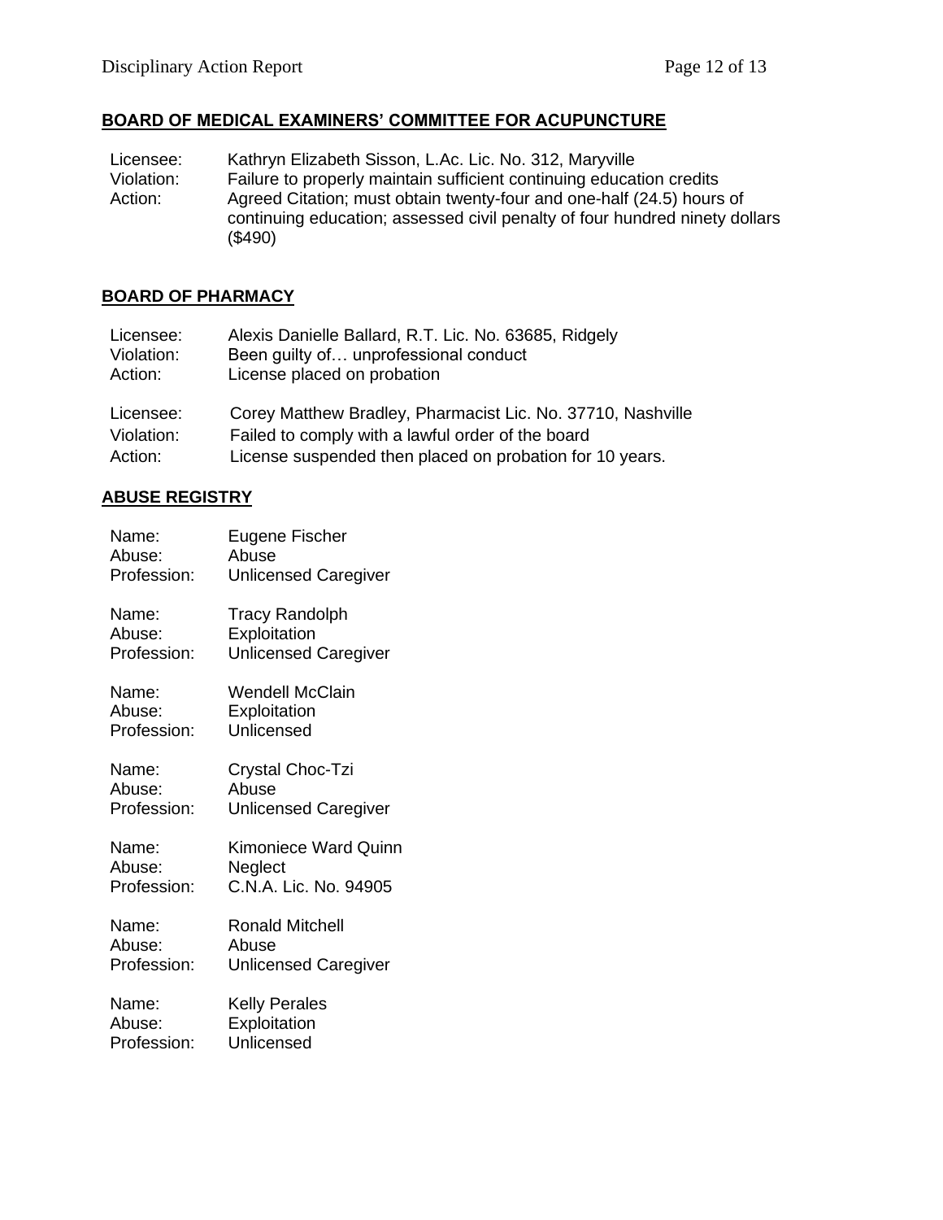## BOARD OF MEDICAL EXAMINERS' COMMITTEE FOR ACUPUNCTURE

Licensee: Kathryn Elizabeth Sisson, L.Ac. Lic. No. 312, Maryville
Violation: Failure to properly maintain sufficient continuing education credits
Action: Agreed Citation; must obtain twenty-four and one-half (24.5) hours of continuing education; assessed civil penalty of four hundred ninety dollars ($490)

## BOARD OF PHARMACY

Licensee: Alexis Danielle Ballard, R.T. Lic. No. 63685, Ridgely
Violation: Been guilty of… unprofessional conduct
Action: License placed on probation

Licensee: Corey Matthew Bradley, Pharmacist Lic. No. 37710, Nashville
Violation: Failed to comply with a lawful order of the board
Action: License suspended then placed on probation for 10 years.

## ABUSE REGISTRY

Name: Eugene Fischer
Abuse: Abuse
Profession: Unlicensed Caregiver

Name: Tracy Randolph
Abuse: Exploitation
Profession: Unlicensed Caregiver

Name: Wendell McClain
Abuse: Exploitation
Profession: Unlicensed

Name: Crystal Choc-Tzi
Abuse: Abuse
Profession: Unlicensed Caregiver

Name: Kimoniece Ward Quinn
Abuse: Neglect
Profession: C.N.A. Lic. No. 94905

Name: Ronald Mitchell
Abuse: Abuse
Profession: Unlicensed Caregiver

Name: Kelly Perales
Abuse: Exploitation
Profession: Unlicensed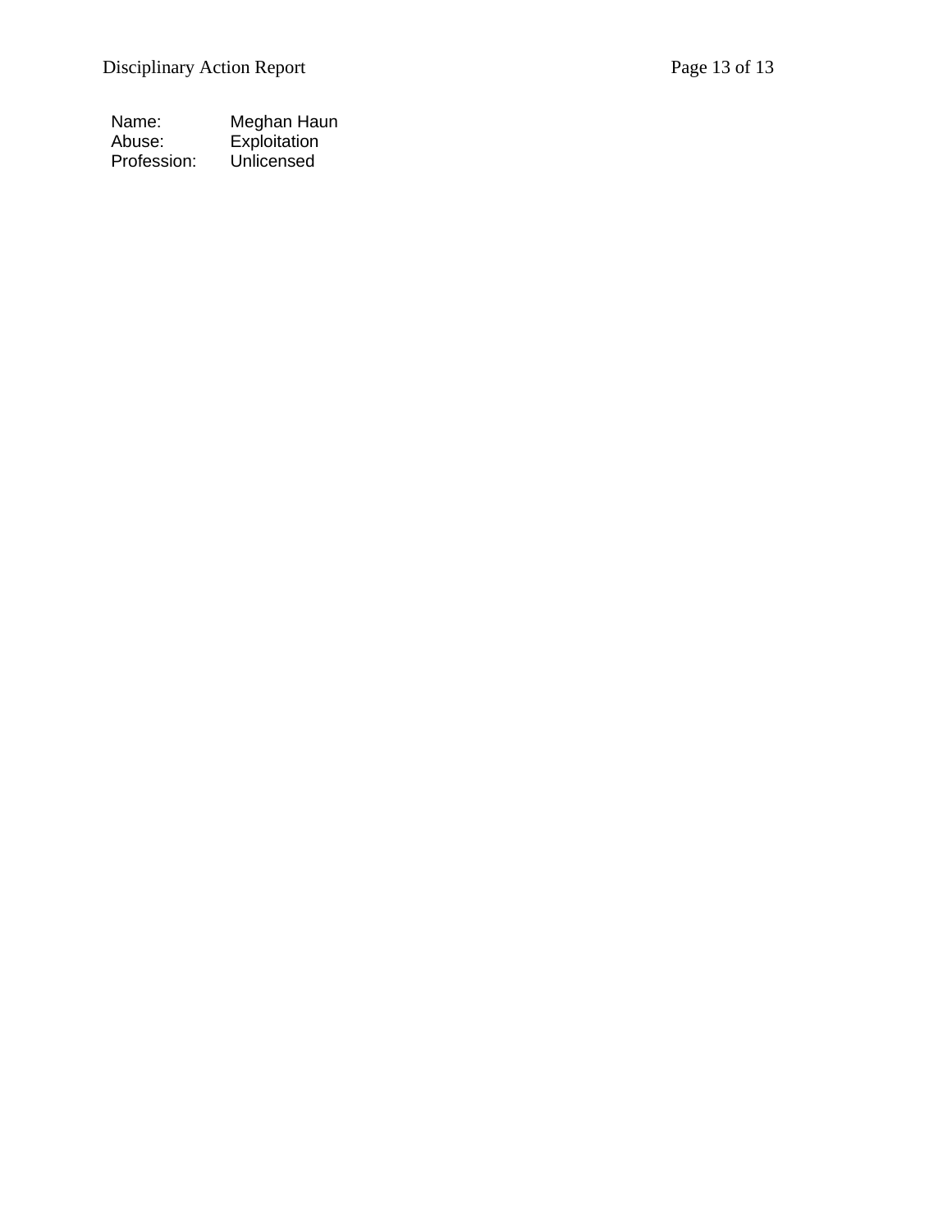| | |
|---|---|
| Name: | Meghan Haun |
| Abuse: | Exploitation |
| Profession: | Unlicensed |